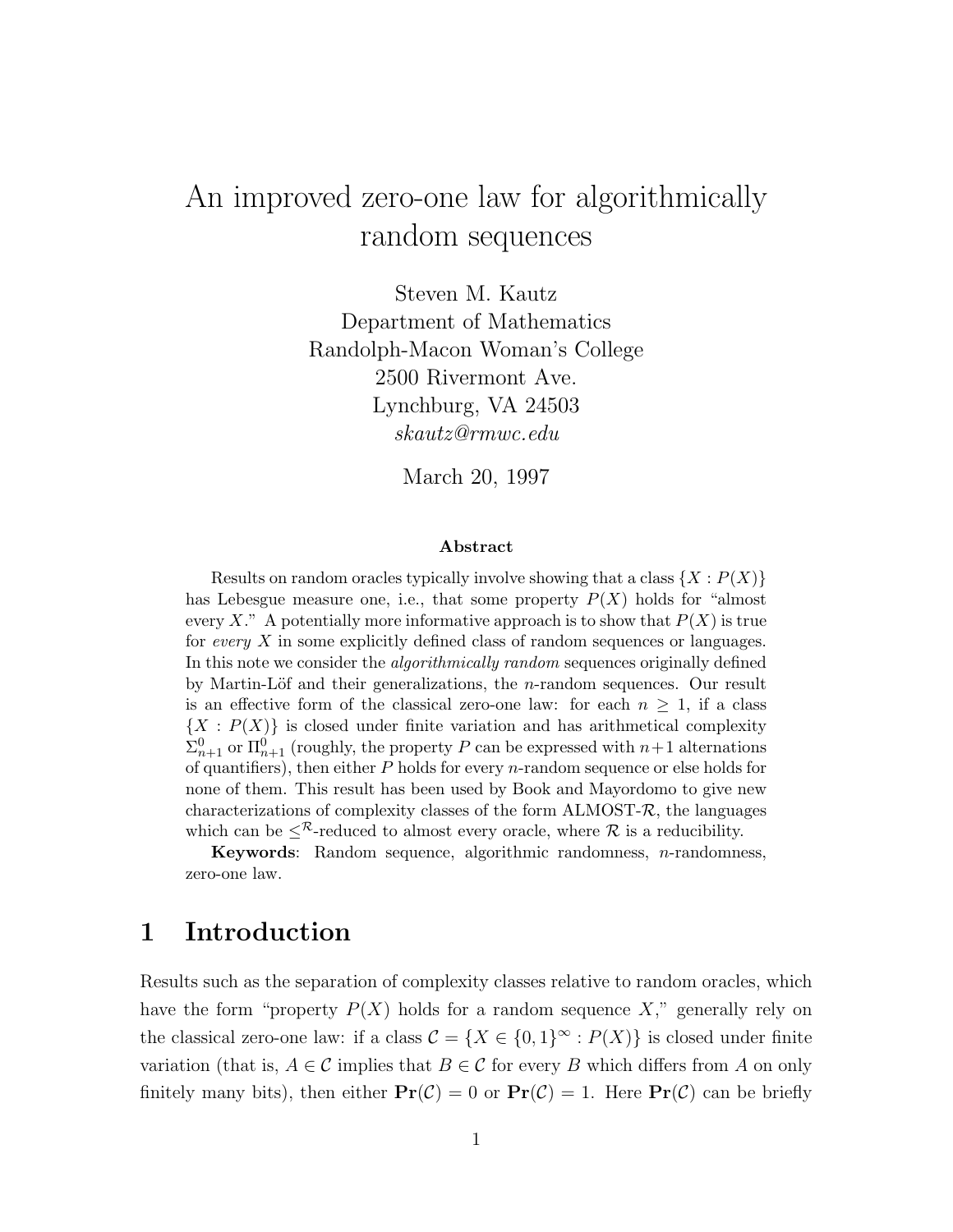# An improved zero-one law for algorithmically random sequences

Steven M. Kautz
Department of Mathematics
Randolph-Macon Woman's College
2500 Rivermont Ave.
Lynchburg, VA 24503
*skautz@rmwc.edu*

March 20, 1997

### Abstract

Results on random oracles typically involve showing that a class $\{X : P(X)\}$ has Lebesgue measure one, i.e., that some property $P(X)$ holds for "almost every $X$." A potentially more informative approach is to show that $P(X)$ is true for *every* $X$ in some explicitly defined class of random sequences or languages. In this note we consider the *algorithmically random* sequences originally defined by Martin-Löf and their generalizations, the $n$-random sequences. Our result is an effective form of the classical zero-one law: for each $n \geq 1$, if a class $\{X : P(X)\}$ is closed under finite variation and has arithmetical complexity $\Sigma^0_{n+1}$ or $\Pi^0_{n+1}$ (roughly, the property $P$ can be expressed with $n+1$ alternations of quantifiers), then either $P$ holds for every $n$-random sequence or else holds for none of them. This result has been used by Book and Mayordomo to give new characterizations of complexity classes of the form ALMOST-$\mathcal{R}$, the languages which can be $\leq^{\mathcal{R}}$-reduced to almost every oracle, where $\mathcal{R}$ is a reducibility.

**Keywords**: Random sequence, algorithmic randomness, $n$-randomness, zero-one law.

## 1 Introduction

Results such as the separation of complexity classes relative to random oracles, which have the form "property $P(X)$ holds for a random sequence $X$," generally rely on the classical zero-one law: if a class $\mathcal{C} = \{X \in \{0,1\}^\infty : P(X)\}$ is closed under finite variation (that is, $A \in \mathcal{C}$ implies that $B \in \mathcal{C}$ for every $B$ which differs from $A$ on only finitely many bits), then either $\mathbf{Pr}(\mathcal{C}) = 0$ or $\mathbf{Pr}(\mathcal{C}) = 1$. Here $\mathbf{Pr}(\mathcal{C})$ can be briefly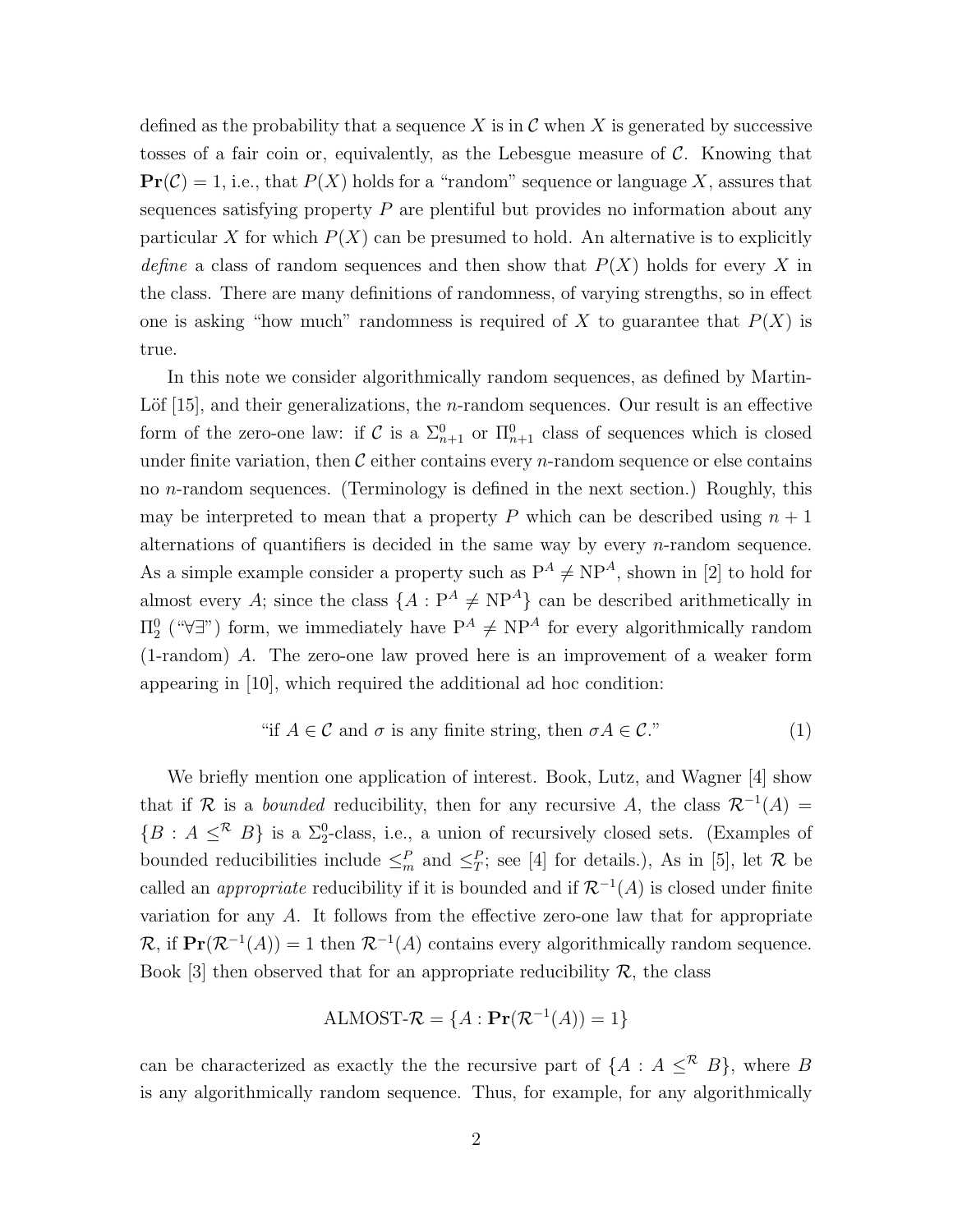defined as the probability that a sequence $X$ is in $\mathcal{C}$ when $X$ is generated by successive tosses of a fair coin or, equivalently, as the Lebesgue measure of $\mathcal{C}$. Knowing that $\mathbf{Pr}(\mathcal{C}) = 1$, i.e., that $P(X)$ holds for a "random" sequence or language $X$, assures that sequences satisfying property $P$ are plentiful but provides no information about any particular $X$ for which $P(X)$ can be presumed to hold. An alternative is to explicitly *define* a class of random sequences and then show that $P(X)$ holds for every $X$ in the class. There are many definitions of randomness, of varying strengths, so in effect one is asking "how much" randomness is required of $X$ to guarantee that $P(X)$ is true.

In this note we consider algorithmically random sequences, as defined by Martin-Löf [15], and their generalizations, the $n$-random sequences. Our result is an effective form of the zero-one law: if $\mathcal{C}$ is a $\Sigma^0_{n+1}$ or $\Pi^0_{n+1}$ class of sequences which is closed under finite variation, then $\mathcal{C}$ either contains every $n$-random sequence or else contains no $n$-random sequences. (Terminology is defined in the next section.) Roughly, this may be interpreted to mean that a property $P$ which can be described using $n+1$ alternations of quantifiers is decided in the same way by every $n$-random sequence. As a simple example consider a property such as $\mathrm{P}^A \neq \mathrm{NP}^A$, shown in [2] to hold for almost every $A$; since the class $\{A : \mathrm{P}^A \neq \mathrm{NP}^A\}$ can be described arithmetically in $\Pi^0_2$ ("$\forall\exists$") form, we immediately have $\mathrm{P}^A \neq \mathrm{NP}^A$ for every algorithmically random (1-random) $A$. The zero-one law proved here is an improvement of a weaker form appearing in [10], which required the additional ad hoc condition:

$$\text{"if } A \in \mathcal{C} \text{ and } \sigma \text{ is any finite string, then } \sigma A \in \mathcal{C}\text{."} \tag{1}$$

We briefly mention one application of interest. Book, Lutz, and Wagner [4] show that if $\mathcal{R}$ is a *bounded* reducibility, then for any recursive $A$, the class $\mathcal{R}^{-1}(A) = \{B : A \leq^{\mathcal{R}} B\}$ is a $\Sigma^0_2$-class, i.e., a union of recursively closed sets. (Examples of bounded reducibilities include $\leq^P_m$ and $\leq^P_T$; see [4] for details.), As in [5], let $\mathcal{R}$ be called an *appropriate* reducibility if it is bounded and if $\mathcal{R}^{-1}(A)$ is closed under finite variation for any $A$. It follows from the effective zero-one law that for appropriate $\mathcal{R}$, if $\mathbf{Pr}(\mathcal{R}^{-1}(A)) = 1$ then $\mathcal{R}^{-1}(A)$ contains every algorithmically random sequence. Book [3] then observed that for an appropriate reducibility $\mathcal{R}$, the class

$$\text{ALMOST-}\mathcal{R} = \{A : \mathbf{Pr}(\mathcal{R}^{-1}(A)) = 1\}$$

can be characterized as exactly the the recursive part of $\{A : A \leq^{\mathcal{R}} B\}$, where $B$ is any algorithmically random sequence. Thus, for example, for any algorithmically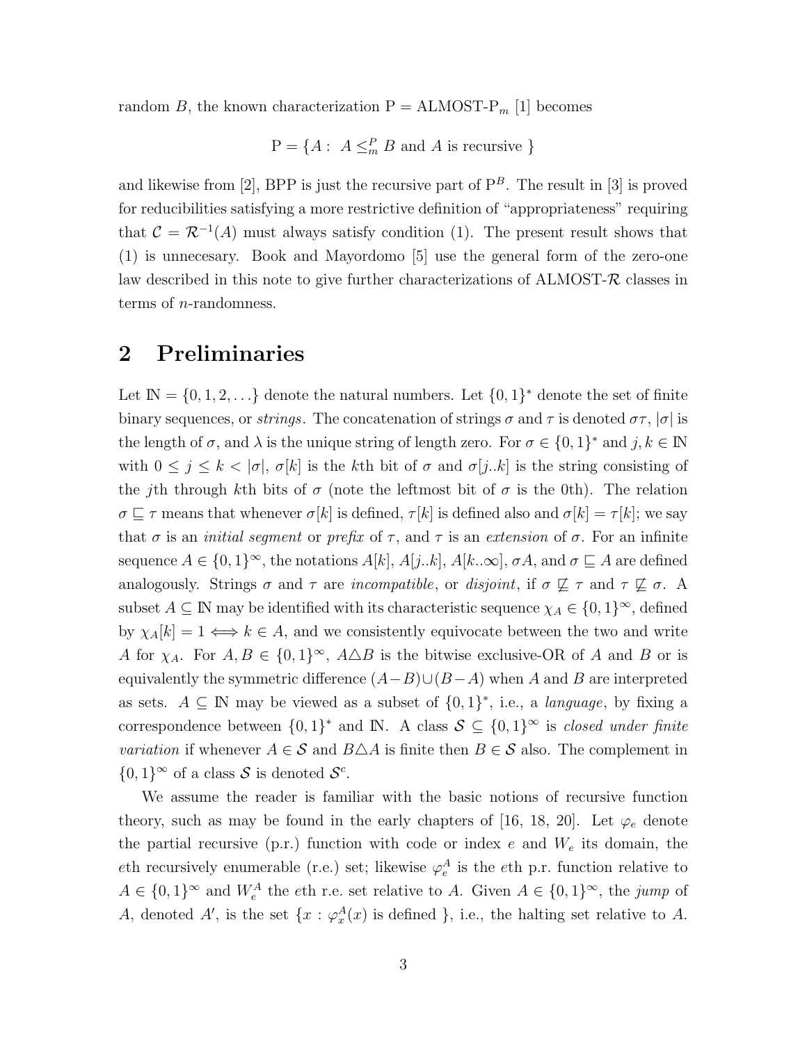random $B$, the known characterization P = ALMOST-P$_m$ [1] becomes

$$\mathrm{P} = \{A: \ A \leq_m^P B \text{ and } A \text{ is recursive } \}$$

and likewise from [2], BPP is just the recursive part of $\mathrm{P}^B$. The result in [3] is proved for reducibilities satisfying a more restrictive definition of "appropriateness" requiring that $\mathcal{C} = \mathcal{R}^{-1}(A)$ must always satisfy condition (1). The present result shows that (1) is unnecesary. Book and Mayordomo [5] use the general form of the zero-one law described in this note to give further characterizations of ALMOST-$\mathcal{R}$ classes in terms of $n$-randomness.

## 2 Preliminaries

Let $\mathbb{N} = \{0, 1, 2, \ldots\}$ denote the natural numbers. Let $\{0,1\}^*$ denote the set of finite binary sequences, or *strings*. The concatenation of strings $\sigma$ and $\tau$ is denoted $\sigma\tau$, $|\sigma|$ is the length of $\sigma$, and $\lambda$ is the unique string of length zero. For $\sigma \in \{0,1\}^*$ and $j, k \in \mathbb{N}$ with $0 \leq j \leq k < |\sigma|$, $\sigma[k]$ is the $k$th bit of $\sigma$ and $\sigma[j..k]$ is the string consisting of the $j$th through $k$th bits of $\sigma$ (note the leftmost bit of $\sigma$ is the 0th). The relation $\sigma \sqsubseteq \tau$ means that whenever $\sigma[k]$ is defined, $\tau[k]$ is defined also and $\sigma[k] = \tau[k]$; we say that $\sigma$ is an *initial segment* or *prefix* of $\tau$, and $\tau$ is an *extension* of $\sigma$. For an infinite sequence $A \in \{0,1\}^\infty$, the notations $A[k]$, $A[j..k]$, $A[k..\infty]$, $\sigma A$, and $\sigma \sqsubseteq A$ are defined analogously. Strings $\sigma$ and $\tau$ are *incompatible*, or *disjoint*, if $\sigma \not\sqsubseteq \tau$ and $\tau \not\sqsubseteq \sigma$. A subset $A \subseteq \mathbb{N}$ may be identified with its characteristic sequence $\chi_A \in \{0,1\}^\infty$, defined by $\chi_A[k] = 1 \iff k \in A$, and we consistently equivocate between the two and write $A$ for $\chi_A$. For $A, B \in \{0,1\}^\infty$, $A \triangle B$ is the bitwise exclusive-OR of $A$ and $B$ or is equivalently the symmetric difference $(A-B)\cup(B-A)$ when $A$ and $B$ are interpreted as sets. $A \subseteq \mathbb{N}$ may be viewed as a subset of $\{0,1\}^*$, i.e., a *language*, by fixing a correspondence between $\{0,1\}^*$ and $\mathbb{N}$. A class $\mathcal{S} \subseteq \{0,1\}^\infty$ is *closed under finite variation* if whenever $A \in \mathcal{S}$ and $B \triangle A$ is finite then $B \in \mathcal{S}$ also. The complement in $\{0,1\}^\infty$ of a class $\mathcal{S}$ is denoted $\mathcal{S}^c$.

We assume the reader is familiar with the basic notions of recursive function theory, such as may be found in the early chapters of [16, 18, 20]. Let $\varphi_e$ denote the partial recursive (p.r.) function with code or index $e$ and $W_e$ its domain, the $e$th recursively enumerable (r.e.) set; likewise $\varphi_e^A$ is the $e$th p.r. function relative to $A \in \{0,1\}^\infty$ and $W_e^A$ the $e$th r.e. set relative to $A$. Given $A \in \{0,1\}^\infty$, the *jump* of $A$, denoted $A'$, is the set $\{x : \varphi_x^A(x) \text{ is defined }\}$, i.e., the halting set relative to $A$.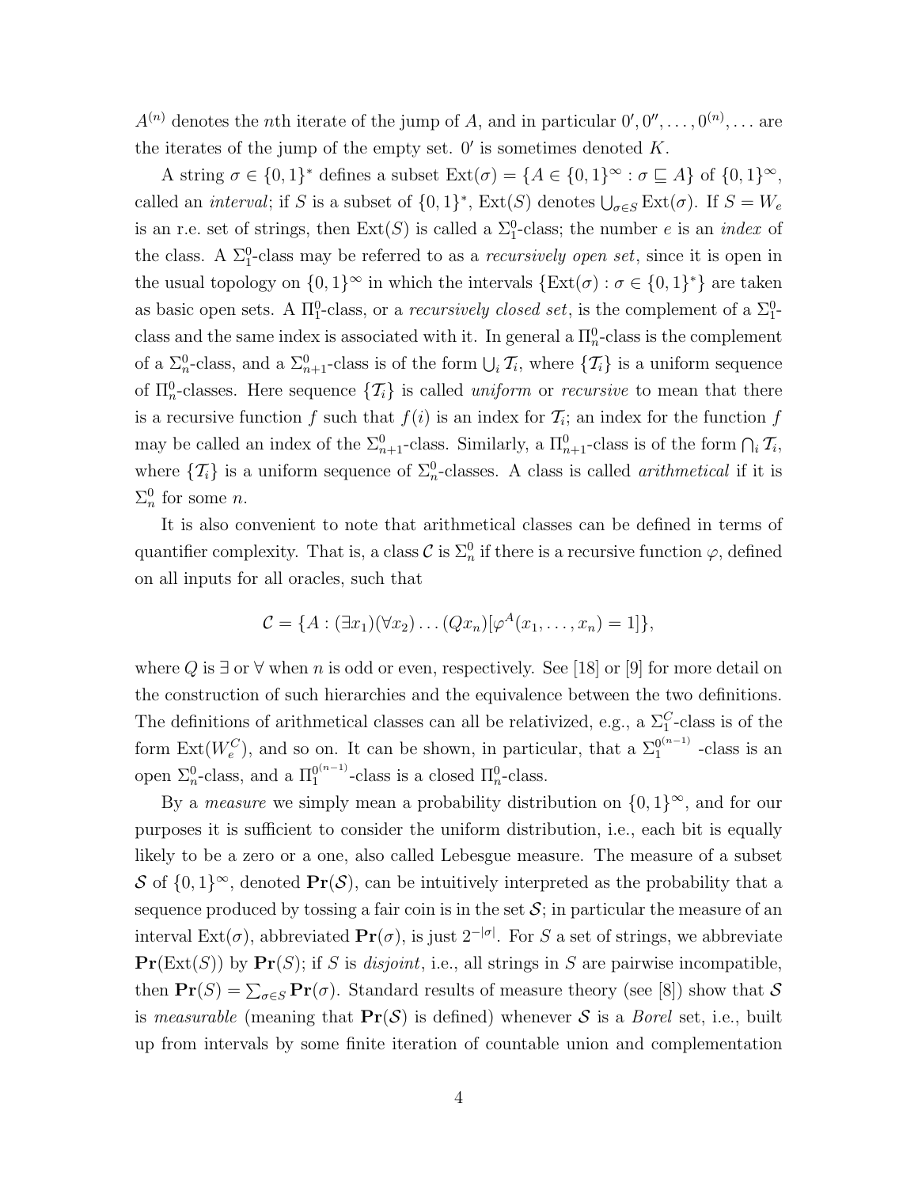$A^{(n)}$ denotes the $n$th iterate of the jump of $A$, and in particular $0', 0'', \ldots, 0^{(n)}, \ldots$ are the iterates of the jump of the empty set. $0'$ is sometimes denoted $K$.

A string $\sigma \in \{0,1\}^*$ defines a subset $\text{Ext}(\sigma) = \{A \in \{0,1\}^\infty : \sigma \sqsubseteq A\}$ of $\{0,1\}^\infty$, called an *interval*; if $S$ is a subset of $\{0,1\}^*$, $\text{Ext}(S)$ denotes $\bigcup_{\sigma \in S} \text{Ext}(\sigma)$. If $S = W_e$ is an r.e. set of strings, then $\text{Ext}(S)$ is called a $\Sigma_1^0$-class; the number $e$ is an *index* of the class. A $\Sigma_1^0$-class may be referred to as a *recursively open set*, since it is open in the usual topology on $\{0,1\}^\infty$ in which the intervals $\{\text{Ext}(\sigma) : \sigma \in \{0,1\}^*\}$ are taken as basic open sets. A $\Pi_1^0$-class, or a *recursively closed set*, is the complement of a $\Sigma_1^0$-class and the same index is associated with it. In general a $\Pi_n^0$-class is the complement of a $\Sigma_n^0$-class, and a $\Sigma_{n+1}^0$-class is of the form $\bigcup_i \mathcal{T}_i$, where $\{\mathcal{T}_i\}$ is a uniform sequence of $\Pi_n^0$-classes. Here sequence $\{\mathcal{T}_i\}$ is called *uniform* or *recursive* to mean that there is a recursive function $f$ such that $f(i)$ is an index for $\mathcal{T}_i$; an index for the function $f$ may be called an index of the $\Sigma_{n+1}^0$-class. Similarly, a $\Pi_{n+1}^0$-class is of the form $\bigcap_i \mathcal{T}_i$, where $\{\mathcal{T}_i\}$ is a uniform sequence of $\Sigma_n^0$-classes. A class is called *arithmetical* if it is $\Sigma_n^0$ for some $n$.

It is also convenient to note that arithmetical classes can be defined in terms of quantifier complexity. That is, a class $\mathcal{C}$ is $\Sigma_n^0$ if there is a recursive function $\varphi$, defined on all inputs for all oracles, such that

$$\mathcal{C} = \{A : (\exists x_1)(\forall x_2) \ldots (Qx_n)[\varphi^A(x_1, \ldots, x_n) = 1]\},$$

where $Q$ is $\exists$ or $\forall$ when $n$ is odd or even, respectively. See [18] or [9] for more detail on the construction of such hierarchies and the equivalence between the two definitions. The definitions of arithmetical classes can all be relativized, e.g., a $\Sigma_1^C$-class is of the form $\text{Ext}(W_e^C)$, and so on. It can be shown, in particular, that a $\Sigma_1^{0^{(n-1)}}$ -class is an open $\Sigma_n^0$-class, and a $\Pi_1^{0^{(n-1)}}$-class is a closed $\Pi_n^0$-class.

By a *measure* we simply mean a probability distribution on $\{0,1\}^\infty$, and for our purposes it is sufficient to consider the uniform distribution, i.e., each bit is equally likely to be a zero or a one, also called Lebesgue measure. The measure of a subset $\mathcal{S}$ of $\{0,1\}^\infty$, denoted $\mathbf{Pr}(\mathcal{S})$, can be intuitively interpreted as the probability that a sequence produced by tossing a fair coin is in the set $\mathcal{S}$; in particular the measure of an interval $\text{Ext}(\sigma)$, abbreviated $\mathbf{Pr}(\sigma)$, is just $2^{-|\sigma|}$. For $S$ a set of strings, we abbreviate $\mathbf{Pr}(\text{Ext}(S))$ by $\mathbf{Pr}(S)$; if $S$ is *disjoint*, i.e., all strings in $S$ are pairwise incompatible, then $\mathbf{Pr}(S) = \sum_{\sigma \in S} \mathbf{Pr}(\sigma)$. Standard results of measure theory (see [8]) show that $\mathcal{S}$ is *measurable* (meaning that $\mathbf{Pr}(\mathcal{S})$ is defined) whenever $\mathcal{S}$ is a *Borel* set, i.e., built up from intervals by some finite iteration of countable union and complementation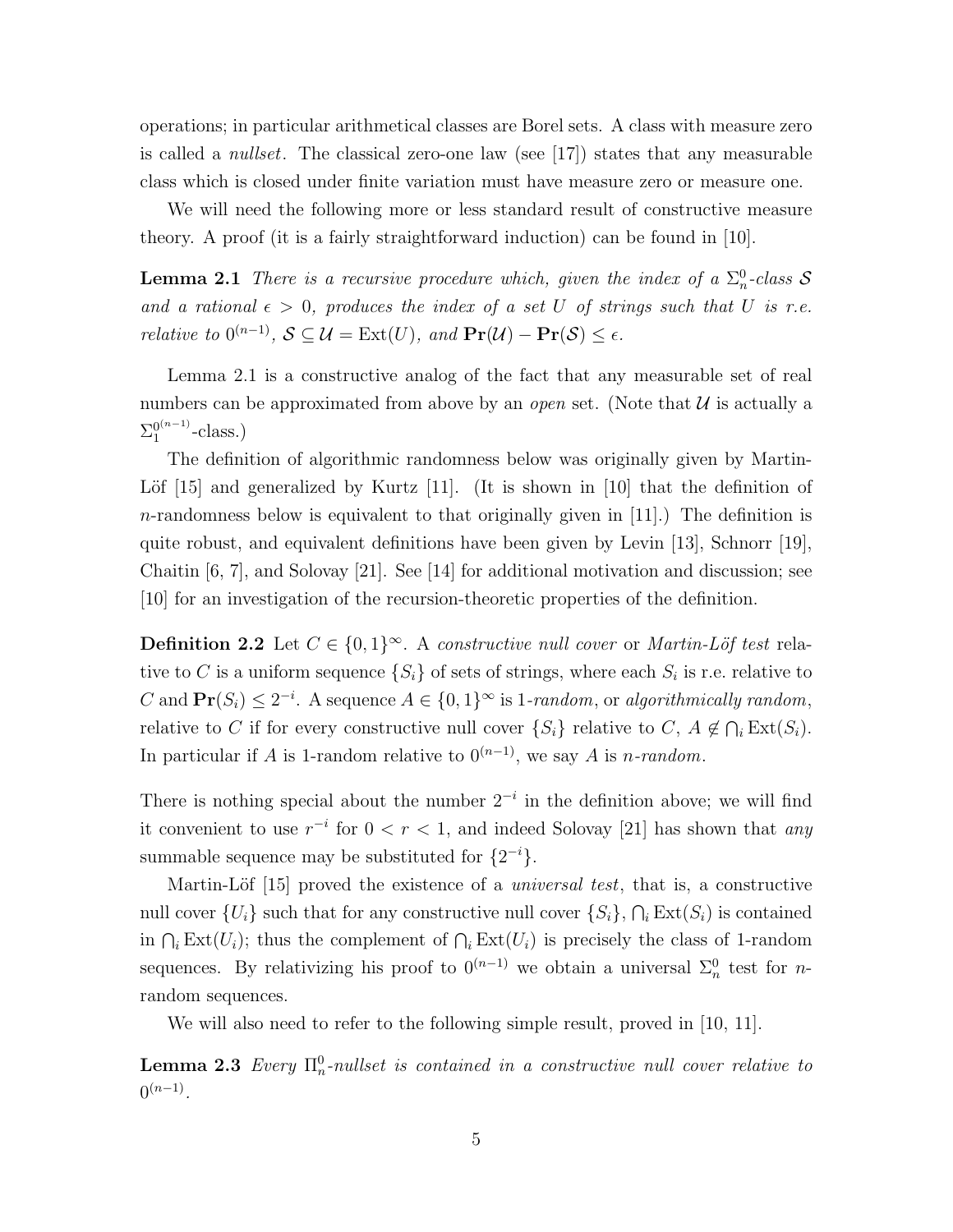operations; in particular arithmetical classes are Borel sets. A class with measure zero is called a *nullset*. The classical zero-one law (see [17]) states that any measurable class which is closed under finite variation must have measure zero or measure one.

We will need the following more or less standard result of constructive measure theory. A proof (it is a fairly straightforward induction) can be found in [10].

**Lemma 2.1** *There is a recursive procedure which, given the index of a $\Sigma^0_n$-class $\mathcal{S}$ and a rational $\epsilon > 0$, produces the index of a set $U$ of strings such that $U$ is r.e. relative to $0^{(n-1)}$, $\mathcal{S} \subseteq \mathcal{U} = \mathrm{Ext}(U)$, and $\mathbf{Pr}(\mathcal{U}) - \mathbf{Pr}(\mathcal{S}) \leq \epsilon$.*

Lemma 2.1 is a constructive analog of the fact that any measurable set of real numbers can be approximated from above by an *open* set. (Note that $\mathcal{U}$ is actually a $\Sigma^{0^{(n-1)}}_1$-class.)

The definition of algorithmic randomness below was originally given by Martin-Löf [15] and generalized by Kurtz [11]. (It is shown in [10] that the definition of $n$-randomness below is equivalent to that originally given in [11].) The definition is quite robust, and equivalent definitions have been given by Levin [13], Schnorr [19], Chaitin [6, 7], and Solovay [21]. See [14] for additional motivation and discussion; see [10] for an investigation of the recursion-theoretic properties of the definition.

**Definition 2.2** Let $C \in \{0,1\}^\infty$. A *constructive null cover* or *Martin-Löf test* relative to $C$ is a uniform sequence $\{S_i\}$ of sets of strings, where each $S_i$ is r.e. relative to $C$ and $\mathbf{Pr}(S_i) \leq 2^{-i}$. A sequence $A \in \{0,1\}^\infty$ is *1-random*, or *algorithmically random*, relative to $C$ if for every constructive null cover $\{S_i\}$ relative to $C$, $A \notin \bigcap_i \mathrm{Ext}(S_i)$. In particular if $A$ is 1-random relative to $0^{(n-1)}$, we say $A$ is *$n$-random*.

There is nothing special about the number $2^{-i}$ in the definition above; we will find it convenient to use $r^{-i}$ for $0 < r < 1$, and indeed Solovay [21] has shown that *any* summable sequence may be substituted for $\{2^{-i}\}$.

Martin-Löf [15] proved the existence of a *universal test*, that is, a constructive null cover $\{U_i\}$ such that for any constructive null cover $\{S_i\}$, $\bigcap_i \mathrm{Ext}(S_i)$ is contained in $\bigcap_i \mathrm{Ext}(U_i)$; thus the complement of $\bigcap_i \mathrm{Ext}(U_i)$ is precisely the class of 1-random sequences. By relativizing his proof to $0^{(n-1)}$ we obtain a universal $\Sigma^0_n$ test for $n$-random sequences.

We will also need to refer to the following simple result, proved in [10, 11].

**Lemma 2.3** *Every $\Pi^0_n$-nullset is contained in a constructive null cover relative to $0^{(n-1)}$.*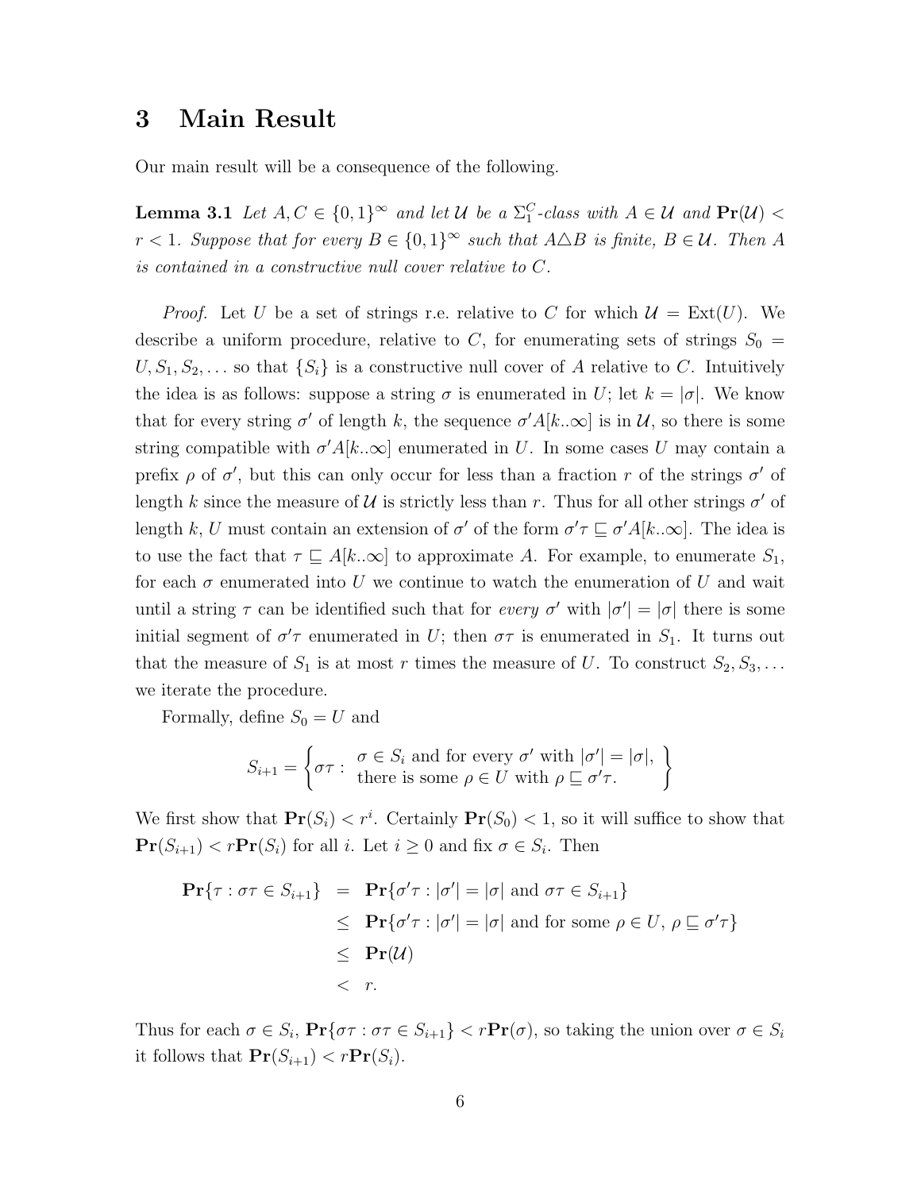# 3 Main Result

Our main result will be a consequence of the following.

**Lemma 3.1** *Let $A, C \in \{0,1\}^\infty$ and let $\mathcal{U}$ be a $\Sigma_1^C$-class with $A \in \mathcal{U}$ and $\mathbf{Pr}(\mathcal{U}) < r < 1$. Suppose that for every $B \in \{0,1\}^\infty$ such that $A \triangle B$ is finite, $B \in \mathcal{U}$. Then $A$ is contained in a constructive null cover relative to $C$.*

*Proof.* Let $U$ be a set of strings r.e. relative to $C$ for which $\mathcal{U} = \text{Ext}(U)$. We describe a uniform procedure, relative to $C$, for enumerating sets of strings $S_0 = U, S_1, S_2, \ldots$ so that $\{S_i\}$ is a constructive null cover of $A$ relative to $C$. Intuitively the idea is as follows: suppose a string $\sigma$ is enumerated in $U$; let $k = |\sigma|$. We know that for every string $\sigma'$ of length $k$, the sequence $\sigma' A[k..\infty]$ is in $\mathcal{U}$, so there is some string compatible with $\sigma' A[k..\infty]$ enumerated in $U$. In some cases $U$ may contain a prefix $\rho$ of $\sigma'$, but this can only occur for less than a fraction $r$ of the strings $\sigma'$ of length $k$ since the measure of $\mathcal{U}$ is strictly less than $r$. Thus for all other strings $\sigma'$ of length $k$, $U$ must contain an extension of $\sigma'$ of the form $\sigma'\tau \sqsubseteq \sigma' A[k..\infty]$. The idea is to use the fact that $\tau \sqsubseteq A[k..\infty]$ to approximate $A$. For example, to enumerate $S_1$, for each $\sigma$ enumerated into $U$ we continue to watch the enumeration of $U$ and wait until a string $\tau$ can be identified such that for *every* $\sigma'$ with $|\sigma'| = |\sigma|$ there is some initial segment of $\sigma'\tau$ enumerated in $U$; then $\sigma\tau$ is enumerated in $S_1$. It turns out that the measure of $S_1$ is at most $r$ times the measure of $U$. To construct $S_2, S_3, \ldots$ we iterate the procedure.

Formally, define $S_0 = U$ and

$$S_{i+1} = \left\{ \sigma\tau : \begin{array}{l} \sigma \in S_i \text{ and for every } \sigma' \text{ with } |\sigma'| = |\sigma|, \\ \text{there is some } \rho \in U \text{ with } \rho \sqsubseteq \sigma'\tau. \end{array} \right\}$$

We first show that $\mathbf{Pr}(S_i) < r^i$. Certainly $\mathbf{Pr}(S_0) < 1$, so it will suffice to show that $\mathbf{Pr}(S_{i+1}) < r\mathbf{Pr}(S_i)$ for all $i$. Let $i \geq 0$ and fix $\sigma \in S_i$. Then

$$\begin{aligned}
\mathbf{Pr}\{\tau : \sigma\tau \in S_{i+1}\} &= \mathbf{Pr}\{\sigma'\tau : |\sigma'| = |\sigma| \text{ and } \sigma\tau \in S_{i+1}\} \\
&\leq \mathbf{Pr}\{\sigma'\tau : |\sigma'| = |\sigma| \text{ and for some } \rho \in U,\, \rho \sqsubseteq \sigma'\tau\} \\
&\leq \mathbf{Pr}(\mathcal{U}) \\
&< r.
\end{aligned}$$

Thus for each $\sigma \in S_i$, $\mathbf{Pr}\{\sigma\tau : \sigma\tau \in S_{i+1}\} < r\mathbf{Pr}(\sigma)$, so taking the union over $\sigma \in S_i$ it follows that $\mathbf{Pr}(S_{i+1}) < r\mathbf{Pr}(S_i)$.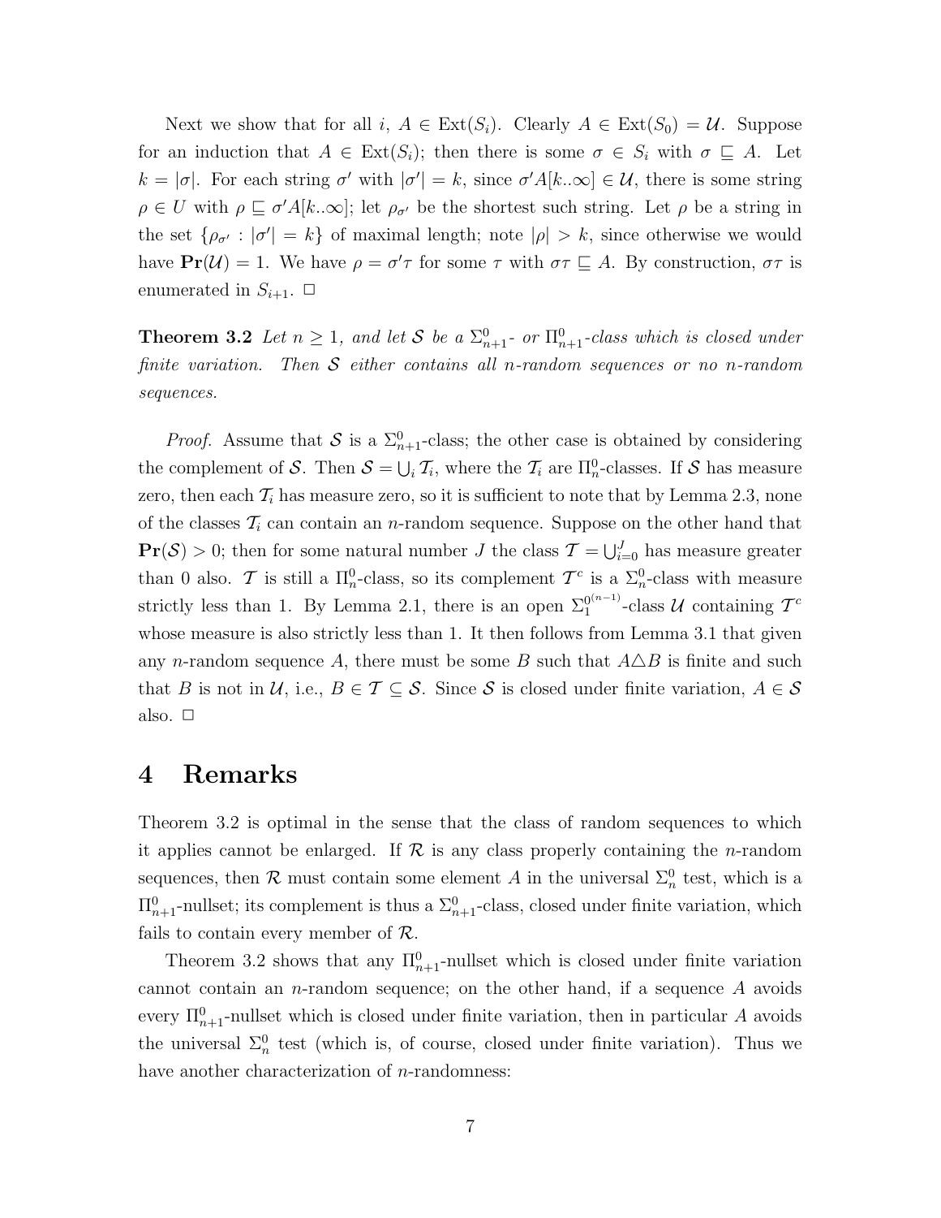Next we show that for all $i$, $A \in \text{Ext}(S_i)$. Clearly $A \in \text{Ext}(S_0) = \mathcal{U}$. Suppose for an induction that $A \in \text{Ext}(S_i)$; then there is some $\sigma \in S_i$ with $\sigma \sqsubseteq A$. Let $k = |\sigma|$. For each string $\sigma'$ with $|\sigma'| = k$, since $\sigma' A[k..\infty] \in \mathcal{U}$, there is some string $\rho \in U$ with $\rho \sqsubseteq \sigma' A[k..\infty]$; let $\rho_{\sigma'}$ be the shortest such string. Let $\rho$ be a string in the set $\{\rho_{\sigma'} : |\sigma'| = k\}$ of maximal length; note $|\rho| > k$, since otherwise we would have $\mathbf{Pr}(\mathcal{U}) = 1$. We have $\rho = \sigma'\tau$ for some $\tau$ with $\sigma\tau \sqsubseteq A$. By construction, $\sigma\tau$ is enumerated in $S_{i+1}$. □

**Theorem 3.2** *Let $n \geq 1$, and let $\mathcal{S}$ be a $\Sigma^0_{n+1}$- or $\Pi^0_{n+1}$-class which is closed under finite variation. Then $\mathcal{S}$ either contains all $n$-random sequences or no $n$-random sequences.*

*Proof.* Assume that $\mathcal{S}$ is a $\Sigma^0_{n+1}$-class; the other case is obtained by considering the complement of $\mathcal{S}$. Then $\mathcal{S} = \bigcup_i \mathcal{T}_i$, where the $\mathcal{T}_i$ are $\Pi^0_n$-classes. If $\mathcal{S}$ has measure zero, then each $\mathcal{T}_i$ has measure zero, so it is sufficient to note that by Lemma 2.3, none of the classes $\mathcal{T}_i$ can contain an $n$-random sequence. Suppose on the other hand that $\mathbf{Pr}(\mathcal{S}) > 0$; then for some natural number $J$ the class $\mathcal{T} = \bigcup_{i=0}^{J}$ has measure greater than 0 also. $\mathcal{T}$ is still a $\Pi^0_n$-class, so its complement $\mathcal{T}^c$ is a $\Sigma^0_n$-class with measure strictly less than 1. By Lemma 2.1, there is an open $\Sigma_1^{0^{(n-1)}}$-class $\mathcal{U}$ containing $\mathcal{T}^c$ whose measure is also strictly less than 1. It then follows from Lemma 3.1 that given any $n$-random sequence $A$, there must be some $B$ such that $A \triangle B$ is finite and such that $B$ is not in $\mathcal{U}$, i.e., $B \in \mathcal{T} \subseteq \mathcal{S}$. Since $\mathcal{S}$ is closed under finite variation, $A \in \mathcal{S}$ also. □

# 4 Remarks

Theorem 3.2 is optimal in the sense that the class of random sequences to which it applies cannot be enlarged. If $\mathcal{R}$ is any class properly containing the $n$-random sequences, then $\mathcal{R}$ must contain some element $A$ in the universal $\Sigma^0_n$ test, which is a $\Pi^0_{n+1}$-nullset; its complement is thus a $\Sigma^0_{n+1}$-class, closed under finite variation, which fails to contain every member of $\mathcal{R}$.

Theorem 3.2 shows that any $\Pi^0_{n+1}$-nullset which is closed under finite variation cannot contain an $n$-random sequence; on the other hand, if a sequence $A$ avoids every $\Pi^0_{n+1}$-nullset which is closed under finite variation, then in particular $A$ avoids the universal $\Sigma^0_n$ test (which is, of course, closed under finite variation). Thus we have another characterization of $n$-randomness: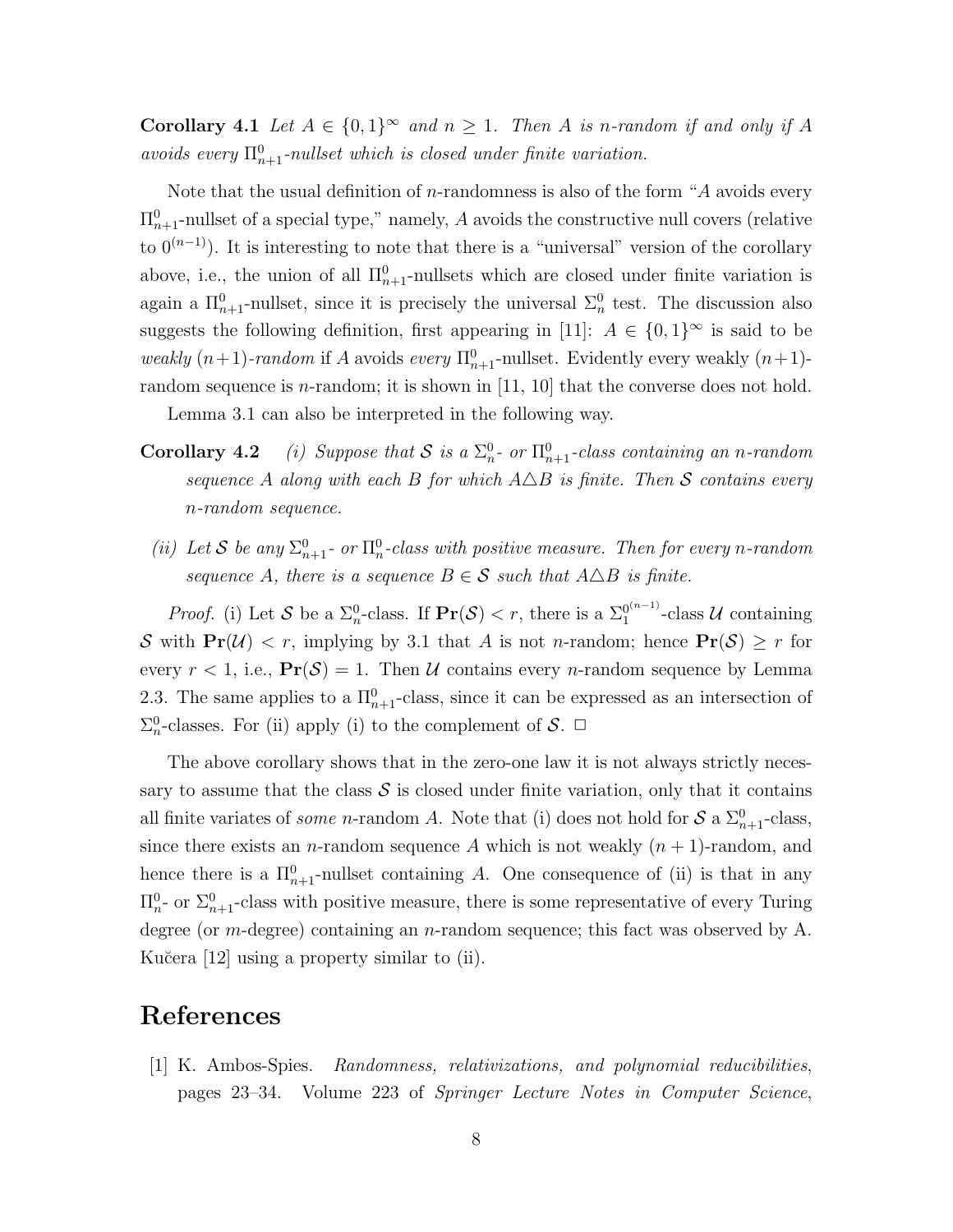**Corollary 4.1** *Let $A \in \{0,1\}^\infty$ and $n \geq 1$. Then $A$ is $n$-random if and only if $A$ avoids every $\Pi^0_{n+1}$-nullset which is closed under finite variation.*

Note that the usual definition of $n$-randomness is also of the form "$A$ avoids every $\Pi^0_{n+1}$-nullset of a special type," namely, $A$ avoids the constructive null covers (relative to $0^{(n-1)}$). It is interesting to note that there is a "universal" version of the corollary above, i.e., the union of all $\Pi^0_{n+1}$-nullsets which are closed under finite variation is again a $\Pi^0_{n+1}$-nullset, since it is precisely the universal $\Sigma^0_n$ test. The discussion also suggests the following definition, first appearing in [11]: $A \in \{0,1\}^\infty$ is said to be *weakly* $(n+1)$*-random* if $A$ avoids *every* $\Pi^0_{n+1}$-nullset. Evidently every weakly $(n+1)$-random sequence is $n$-random; it is shown in [11, 10] that the converse does not hold.

Lemma 3.1 can also be interpreted in the following way.

**Corollary 4.2** *(i) Suppose that $\mathcal{S}$ is a $\Sigma^0_n$- or $\Pi^0_{n+1}$-class containing an $n$-random sequence $A$ along with each $B$ for which $A \triangle B$ is finite. Then $\mathcal{S}$ contains every $n$-random sequence.*

*(ii) Let $\mathcal{S}$ be any $\Sigma^0_{n+1}$- or $\Pi^0_n$-class with positive measure. Then for every $n$-random sequence $A$, there is a sequence $B \in \mathcal{S}$ such that $A \triangle B$ is finite.*

*Proof.* (i) Let $\mathcal{S}$ be a $\Sigma^0_n$-class. If $\mathbf{Pr}(\mathcal{S}) < r$, there is a $\Sigma^{0^{(n-1)}}_1$-class $\mathcal{U}$ containing $\mathcal{S}$ with $\mathbf{Pr}(\mathcal{U}) < r$, implying by 3.1 that $A$ is not $n$-random; hence $\mathbf{Pr}(\mathcal{S}) \geq r$ for every $r < 1$, i.e., $\mathbf{Pr}(\mathcal{S}) = 1$. Then $\mathcal{U}$ contains every $n$-random sequence by Lemma 2.3. The same applies to a $\Pi^0_{n+1}$-class, since it can be expressed as an intersection of $\Sigma^0_n$-classes. For (ii) apply (i) to the complement of $\mathcal{S}$. □

The above corollary shows that in the zero-one law it is not always strictly necessary to assume that the class $\mathcal{S}$ is closed under finite variation, only that it contains all finite variates of *some* $n$-random $A$. Note that (i) does not hold for $\mathcal{S}$ a $\Sigma^0_{n+1}$-class, since there exists an $n$-random sequence $A$ which is not weakly $(n+1)$-random, and hence there is a $\Pi^0_{n+1}$-nullset containing $A$. One consequence of (ii) is that in any $\Pi^0_n$- or $\Sigma^0_{n+1}$-class with positive measure, there is some representative of every Turing degree (or $m$-degree) containing an $n$-random sequence; this fact was observed by A. Kučera [12] using a property similar to (ii).

# References

[1] K. Ambos-Spies. *Randomness, relativizations, and polynomial reducibilities*, pages 23–34. Volume 223 of *Springer Lecture Notes in Computer Science*,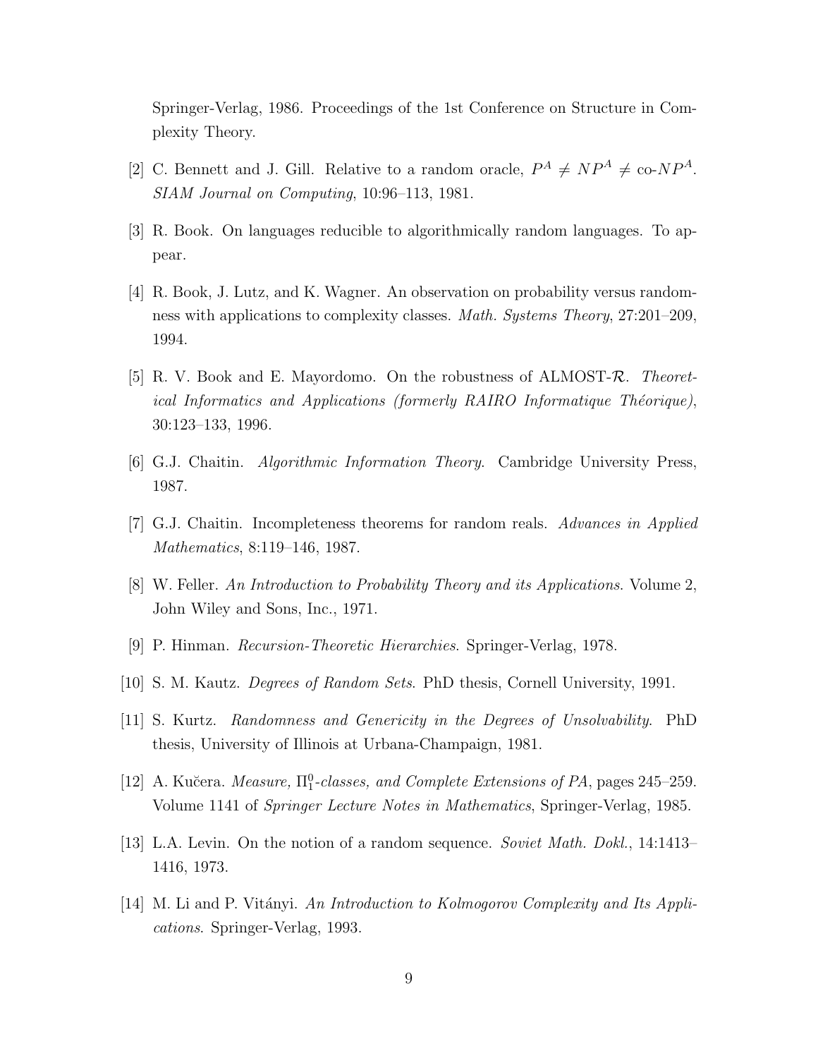Springer-Verlag, 1986. Proceedings of the 1st Conference on Structure in Complexity Theory.

[2] C. Bennett and J. Gill. Relative to a random oracle, $P^A \neq NP^A \neq \text{co-}NP^A$. *SIAM Journal on Computing*, 10:96–113, 1981.

[3] R. Book. On languages reducible to algorithmically random languages. To appear.

[4] R. Book, J. Lutz, and K. Wagner. An observation on probability versus randomness with applications to complexity classes. *Math. Systems Theory*, 27:201–209, 1994.

[5] R. V. Book and E. Mayordomo. On the robustness of ALMOST-$\mathcal{R}$. *Theoretical Informatics and Applications (formerly RAIRO Informatique Théorique)*, 30:123–133, 1996.

[6] G.J. Chaitin. *Algorithmic Information Theory*. Cambridge University Press, 1987.

[7] G.J. Chaitin. Incompleteness theorems for random reals. *Advances in Applied Mathematics*, 8:119–146, 1987.

[8] W. Feller. *An Introduction to Probability Theory and its Applications*. Volume 2, John Wiley and Sons, Inc., 1971.

[9] P. Hinman. *Recursion-Theoretic Hierarchies*. Springer-Verlag, 1978.

[10] S. M. Kautz. *Degrees of Random Sets*. PhD thesis, Cornell University, 1991.

[11] S. Kurtz. *Randomness and Genericity in the Degrees of Unsolvability*. PhD thesis, University of Illinois at Urbana-Champaign, 1981.

[12] A. Kučera. *Measure, $\Pi^0_1$-classes, and Complete Extensions of PA*, pages 245–259. Volume 1141 of *Springer Lecture Notes in Mathematics*, Springer-Verlag, 1985.

[13] L.A. Levin. On the notion of a random sequence. *Soviet Math. Dokl.*, 14:1413–1416, 1973.

[14] M. Li and P. Vitányi. *An Introduction to Kolmogorov Complexity and Its Applications*. Springer-Verlag, 1993.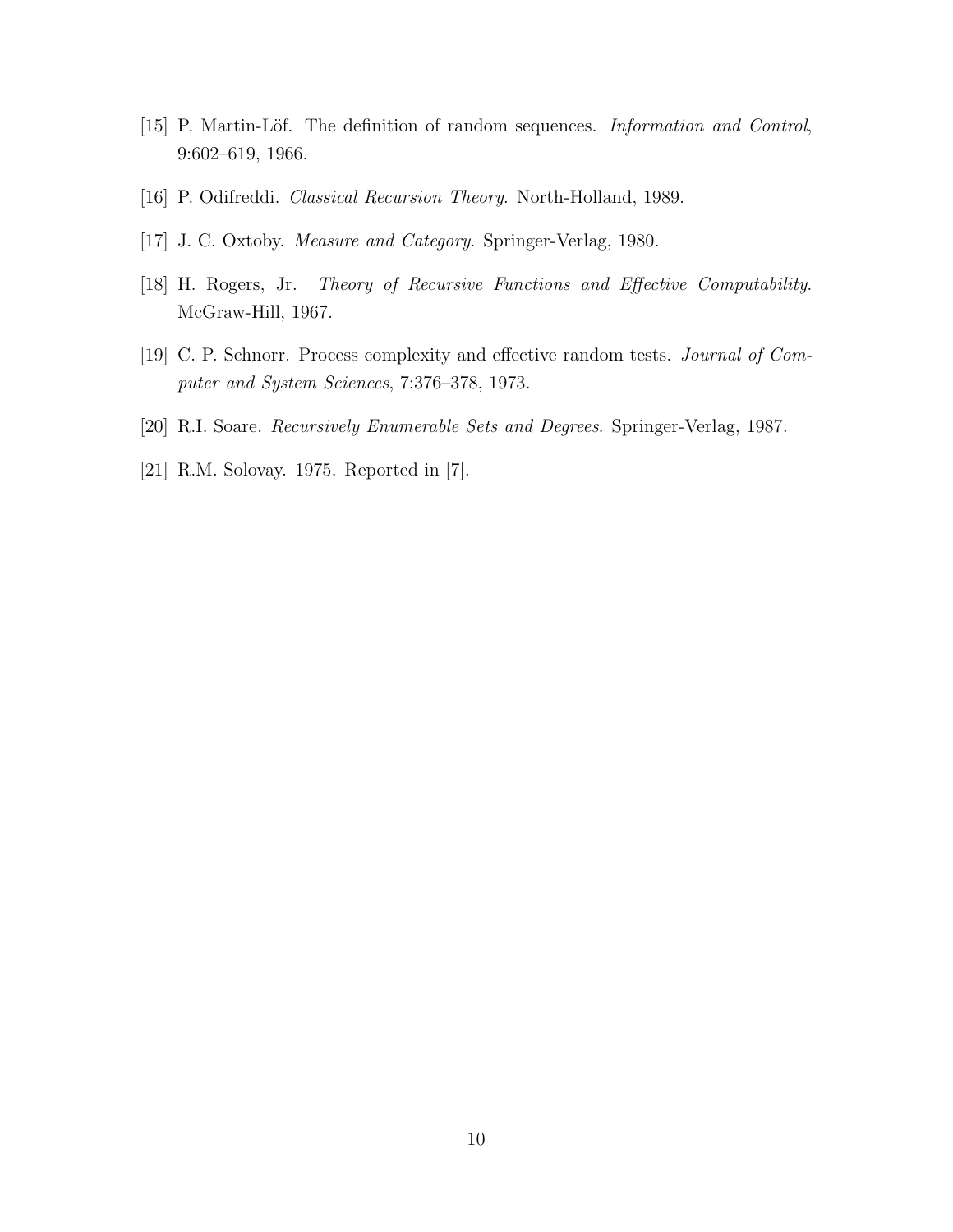[15] P. Martin-Löf. The definition of random sequences. *Information and Control*, 9:602–619, 1966.

[16] P. Odifreddi. *Classical Recursion Theory*. North-Holland, 1989.

[17] J. C. Oxtoby. *Measure and Category*. Springer-Verlag, 1980.

[18] H. Rogers, Jr. *Theory of Recursive Functions and Effective Computability*. McGraw-Hill, 1967.

[19] C. P. Schnorr. Process complexity and effective random tests. *Journal of Computer and System Sciences*, 7:376–378, 1973.

[20] R.I. Soare. *Recursively Enumerable Sets and Degrees*. Springer-Verlag, 1987.

[21] R.M. Solovay. 1975. Reported in [7].